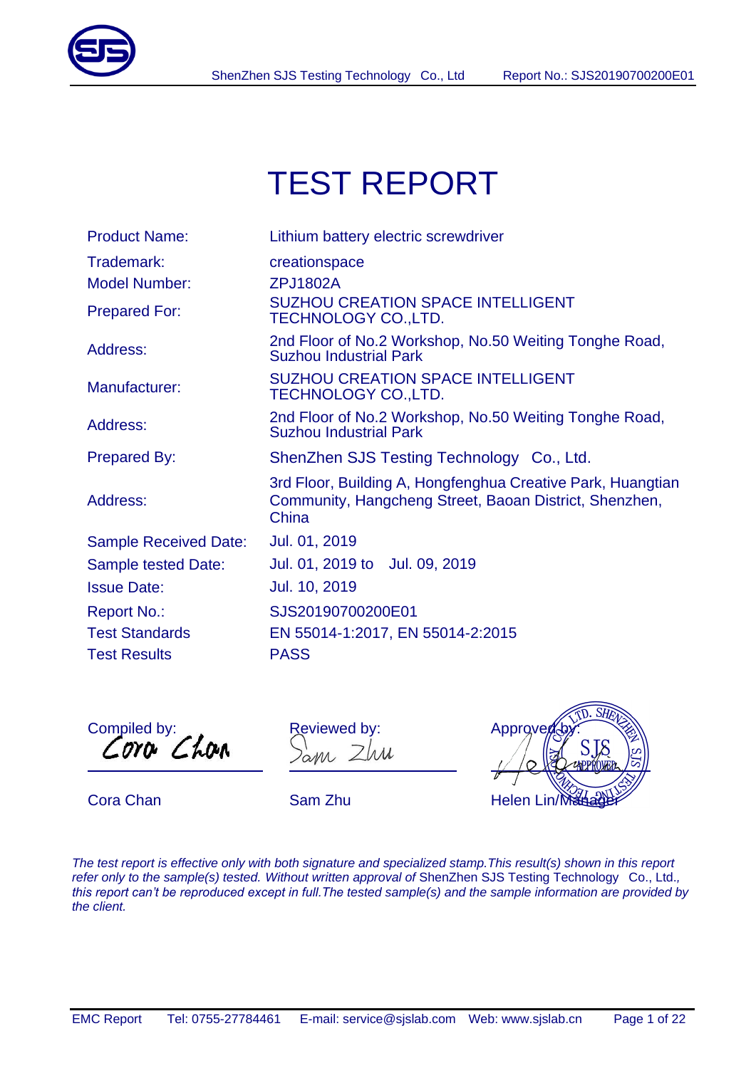# TEST REPORT

| | |
|---|---|
| Product Name: | Lithium battery electric screwdriver |
| Trademark: | creationspace |
| Model Number: | ZPJ1802A |
| Prepared For: | SUZHOU CREATION SPACE INTELLIGENT TECHNOLOGY CO.,LTD. |
| Address: | 2nd Floor of No.2 Workshop, No.50 Weiting Tonghe Road, Suzhou Industrial Park |
| Manufacturer: | SUZHOU CREATION SPACE INTELLIGENT TECHNOLOGY CO.,LTD. |
| Address: | 2nd Floor of No.2 Workshop, No.50 Weiting Tonghe Road, Suzhou Industrial Park |
| Prepared By: | ShenZhen SJS Testing Technology Co., Ltd. |
| Address: | 3rd Floor, Building A, Hongfenghua Creative Park, Huangtian Community, Hangcheng Street, Baoan District, Shenzhen, China |
| Sample Received Date: | Jul. 01, 2019 |
| Sample tested Date: | Jul. 01, 2019 to Jul. 09, 2019 |
| Issue Date: | Jul. 10, 2019 |
| Report No.: | SJS20190700200E01 |
| Test Standards | EN 55014-1:2017, EN 55014-2:2015 |
| Test Results | PASS |

| Compiled by: | Reviewed by: | Approved by: |
|---|---|---|
| Cora Chan | Sam Zhu | Helen Lin/Manager |

*The test report is effective only with both signature and specialized stamp.This result(s) shown in this report refer only to the sample(s) tested. Without written approval of* ShenZhen SJS Testing Technology Co., Ltd.*, this report can't be reproduced except in full.The tested sample(s) and the sample information are provided by the client.*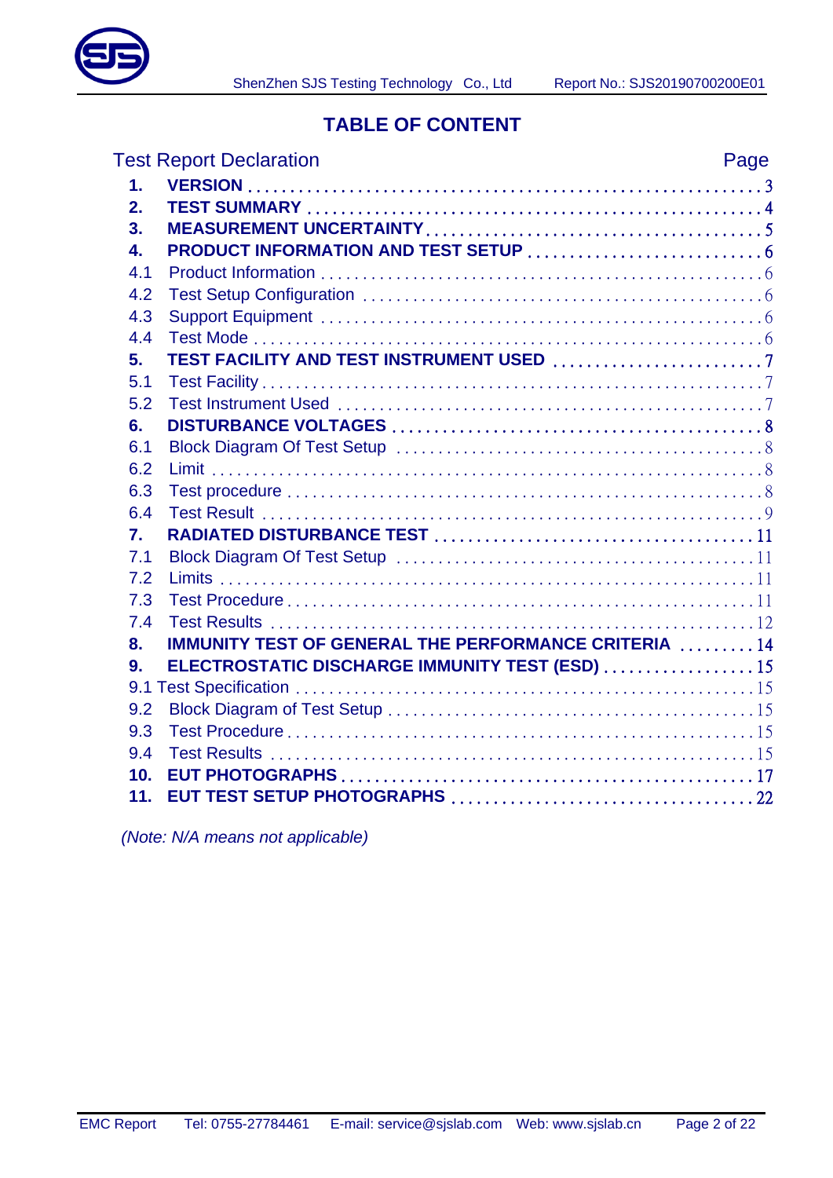# TABLE OF CONTENT

| Test Report Declaration | | Page |
|---|---|---|
| **1.** | **VERSION** | **3** |
| **2.** | **TEST SUMMARY** | **4** |
| **3.** | **MEASUREMENT UNCERTAINTY** | **5** |
| **4.** | **PRODUCT INFORMATION AND TEST SETUP** | **6** |
| 4.1 | Product Information | 6 |
| 4.2 | Test Setup Configuration | 6 |
| 4.3 | Support Equipment | 6 |
| 4.4 | Test Mode | 6 |
| **5.** | **TEST FACILITY AND TEST INSTRUMENT USED** | **7** |
| 5.1 | Test Facility | 7 |
| 5.2 | Test Instrument Used | 7 |
| **6.** | **DISTURBANCE VOLTAGES** | **8** |
| 6.1 | Block Diagram Of Test Setup | 8 |
| 6.2 | Limit | 8 |
| 6.3 | Test procedure | 8 |
| 6.4 | Test Result | 9 |
| **7.** | **RADIATED DISTURBANCE TEST** | **11** |
| 7.1 | Block Diagram Of Test Setup | 11 |
| 7.2 | Limits | 11 |
| 7.3 | Test Procedure | 11 |
| 7.4 | Test Results | 12 |
| **8.** | **IMMUNITY TEST OF GENERAL THE PERFORMANCE CRITERIA** | **14** |
| **9.** | **ELECTROSTATIC DISCHARGE IMMUNITY TEST (ESD)** | **15** |
| 9.1 | Test Specification | 15 |
| 9.2 | Block Diagram of Test Setup | 15 |
| 9.3 | Test Procedure | 15 |
| 9.4 | Test Results | 15 |
| **10.** | **EUT PHOTOGRAPHS** | **17** |
| **11.** | **EUT TEST SETUP PHOTOGRAPHS** | **22** |

*(Note: N/A means not applicable)*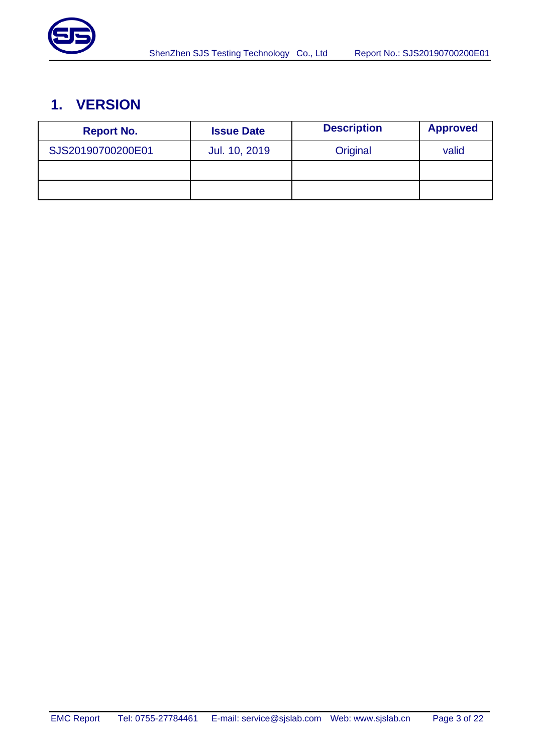# 1. VERSION

| Report No. | Issue Date | Description | Approved |
|---|---|---|---|
| SJS20190700200E01 | Jul. 10, 2019 | Original | valid |
| | | | |
| | | | |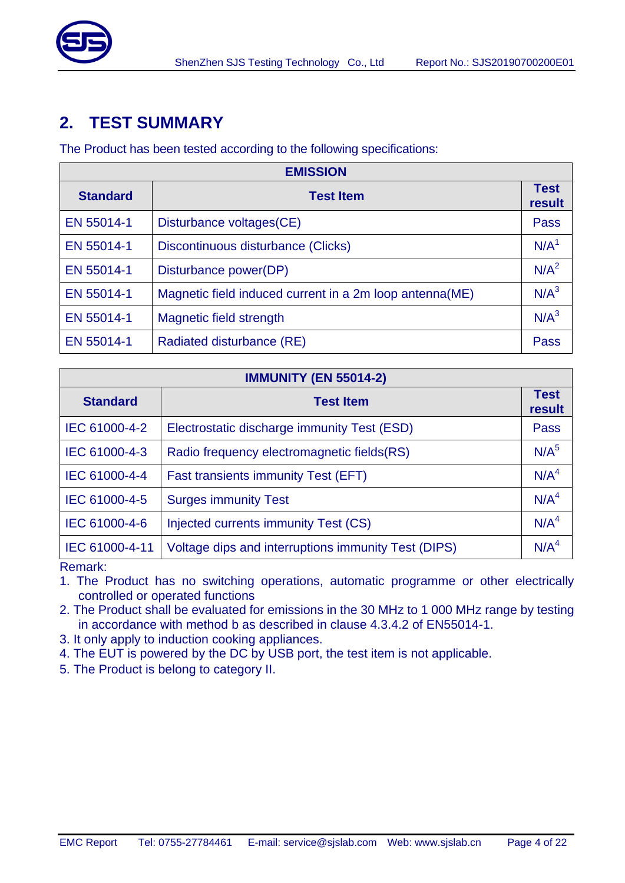## 2. TEST SUMMARY

The Product has been tested according to the following specifications:

| EMISSION | | |
|---|---|---|
| **Standard** | **Test Item** | **Test result** |
| EN 55014-1 | Disturbance voltages(CE) | Pass |
| EN 55014-1 | Discontinuous disturbance (Clicks) | N/A[1] |
| EN 55014-1 | Disturbance power(DP) | N/A[2] |
| EN 55014-1 | Magnetic field induced current in a 2m loop antenna(ME) | N/A[3] |
| EN 55014-1 | Magnetic field strength | N/A[3] |
| EN 55014-1 | Radiated disturbance (RE) | Pass |

| IMMUNITY (EN 55014-2) | | |
|---|---|---|
| **Standard** | **Test Item** | **Test result** |
| IEC 61000-4-2 | Electrostatic discharge immunity Test (ESD) | Pass |
| IEC 61000-4-3 | Radio frequency electromagnetic fields(RS) | N/A[5] |
| IEC 61000-4-4 | Fast transients immunity Test (EFT) | N/A[4] |
| IEC 61000-4-5 | Surges immunity Test | N/A[4] |
| IEC 61000-4-6 | Injected currents immunity Test (CS) | N/A[4] |
| IEC 61000-4-11 | Voltage dips and interruptions immunity Test (DIPS) | N/A[4] |

Remark:

1. The Product has no switching operations, automatic programme or other electrically controlled or operated functions
2. The Product shall be evaluated for emissions in the 30 MHz to 1 000 MHz range by testing in accordance with method b as described in clause 4.3.4.2 of EN55014-1.
3. It only apply to induction cooking appliances.
4. The EUT is powered by the DC by USB port, the test item is not applicable.
5. The Product is belong to category II.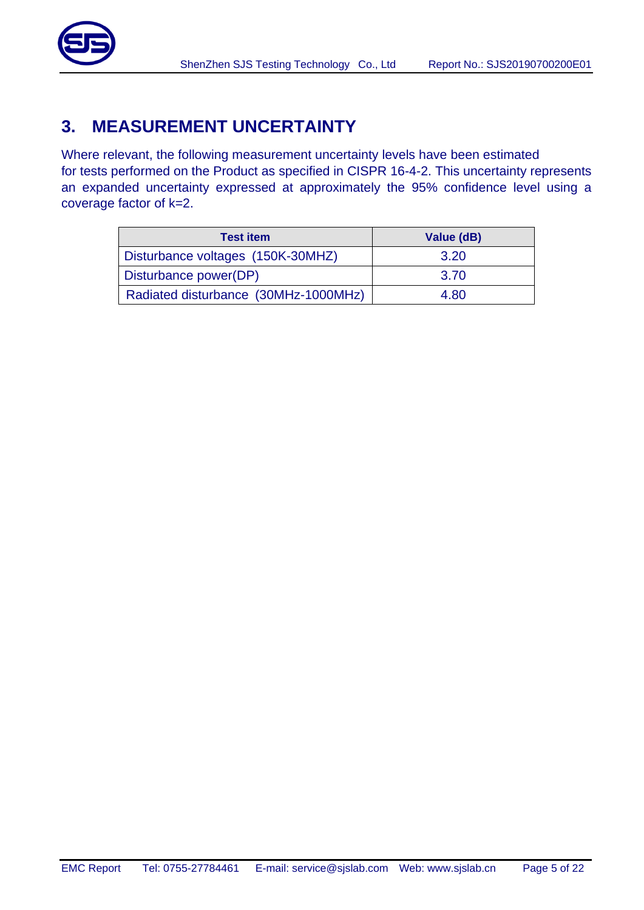## 3. MEASUREMENT UNCERTAINTY

Where relevant, the following measurement uncertainty levels have been estimated for tests performed on the Product as specified in CISPR 16-4-2. This uncertainty represents an expanded uncertainty expressed at approximately the 95% confidence level using a coverage factor of k=2.

| Test item | Value (dB) |
|---|---|
| Disturbance voltages (150K-30MHZ) | 3.20 |
| Disturbance power(DP) | 3.70 |
| Radiated disturbance (30MHz-1000MHz) | 4.80 |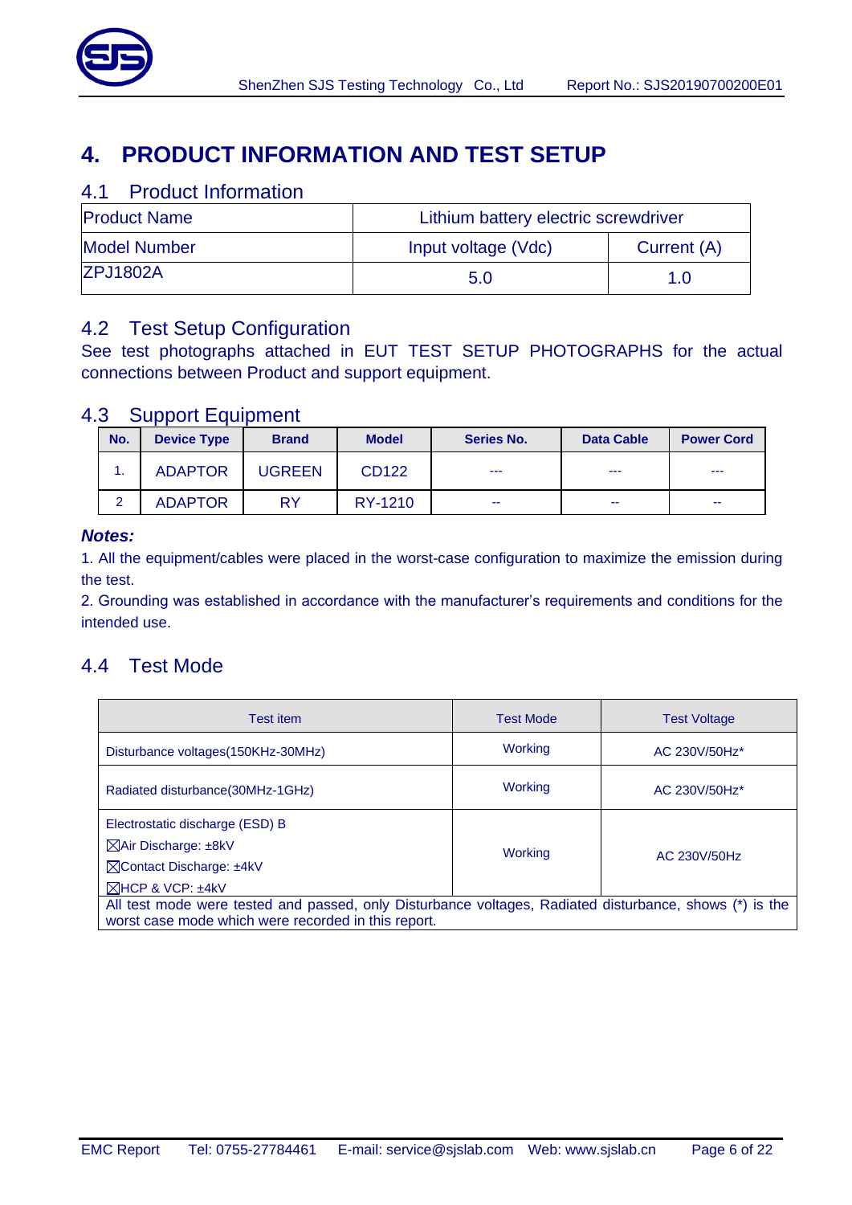# 4. PRODUCT INFORMATION AND TEST SETUP

## 4.1 Product Information

| Product Name | Lithium battery electric screwdriver | |
|---|---|---|
| Model Number | Input voltage (Vdc) | Current (A) |
| ZPJ1802A | 5.0 | 1.0 |

## 4.2 Test Setup Configuration

See test photographs attached in EUT TEST SETUP PHOTOGRAPHS for the actual connections between Product and support equipment.

## 4.3 Support Equipment

| No. | Device Type | Brand | Model | Series No. | Data Cable | Power Cord |
|---|---|---|---|---|---|---|
| 1. | ADAPTOR | UGREEN | CD122 | --- | --- | --- |
| 2 | ADAPTOR | RY | RY-1210 | -- | -- | -- |

***Notes:***

1. All the equipment/cables were placed in the worst-case configuration to maximize the emission during the test.
2. Grounding was established in accordance with the manufacturer's requirements and conditions for the intended use.

## 4.4 Test Mode

| Test item | Test Mode | Test Voltage |
|---|---|---|
| Disturbance voltages(150KHz-30MHz) | Working | AC 230V/50Hz* |
| Radiated disturbance(30MHz-1GHz) | Working | AC 230V/50Hz* |
| Electrostatic discharge (ESD) B<br>☒Air Discharge: ±8kV<br>☒Contact Discharge: ±4kV<br>☒HCP & VCP: ±4kV | Working | AC 230V/50Hz |
| All test mode were tested and passed, only Disturbance voltages, Radiated disturbance, shows (*) is the worst case mode which were recorded in this report. | | |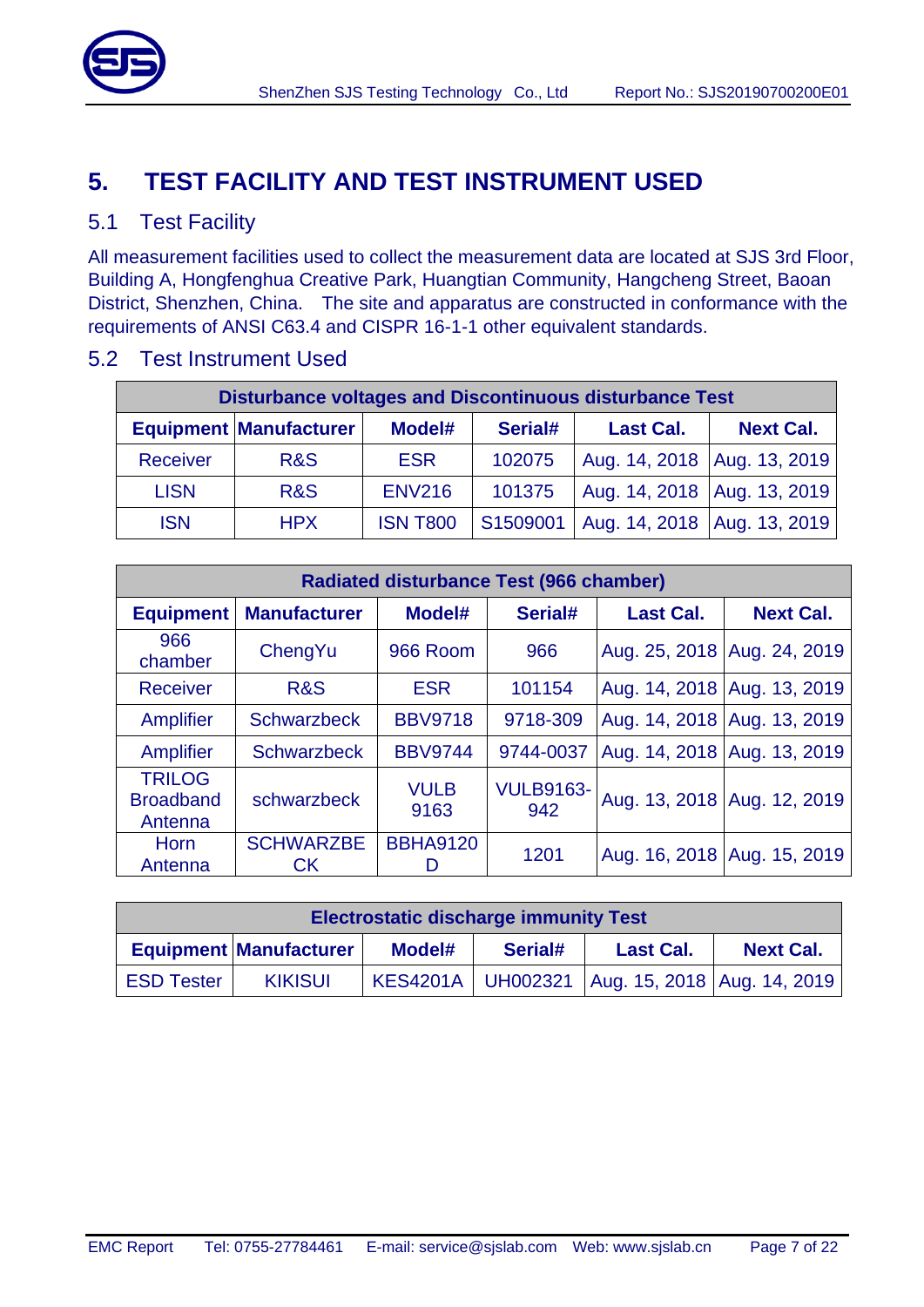# 5. TEST FACILITY AND TEST INSTRUMENT USED

## 5.1 Test Facility

All measurement facilities used to collect the measurement data are located at SJS 3rd Floor, Building A, Hongfenghua Creative Park, Huangtian Community, Hangcheng Street, Baoan District, Shenzhen, China. The site and apparatus are constructed in conformance with the requirements of ANSI C63.4 and CISPR 16-1-1 other equivalent standards.

## 5.2 Test Instrument Used

| Disturbance voltages and Discontinuous disturbance Test | | | | | |
|---|---|---|---|---|---|
| **Equipment** | **Manufacturer** | **Model#** | **Serial#** | **Last Cal.** | **Next Cal.** |
| Receiver | R&S | ESR | 102075 | Aug. 14, 2018 | Aug. 13, 2019 |
| LISN | R&S | ENV216 | 101375 | Aug. 14, 2018 | Aug. 13, 2019 |
| ISN | HPX | ISN T800 | S1509001 | Aug. 14, 2018 | Aug. 13, 2019 |

| Radiated disturbance Test (966 chamber) | | | | | |
|---|---|---|---|---|---|
| **Equipment** | **Manufacturer** | **Model#** | **Serial#** | **Last Cal.** | **Next Cal.** |
| 966 chamber | ChengYu | 966 Room | 966 | Aug. 25, 2018 | Aug. 24, 2019 |
| Receiver | R&S | ESR | 101154 | Aug. 14, 2018 | Aug. 13, 2019 |
| Amplifier | Schwarzbeck | BBV9718 | 9718-309 | Aug. 14, 2018 | Aug. 13, 2019 |
| Amplifier | Schwarzbeck | BBV9744 | 9744-0037 | Aug. 14, 2018 | Aug. 13, 2019 |
| TRILOG Broadband Antenna | schwarzbeck | VULB 9163 | VULB9163-942 | Aug. 13, 2018 | Aug. 12, 2019 |
| Horn Antenna | SCHWARZBECK | BBHA9120 D | 1201 | Aug. 16, 2018 | Aug. 15, 2019 |

| Electrostatic discharge immunity Test | | | | | |
|---|---|---|---|---|---|
| **Equipment** | **Manufacturer** | **Model#** | **Serial#** | **Last Cal.** | **Next Cal.** |
| ESD Tester | KIKISUI | KES4201A | UH002321 | Aug. 15, 2018 | Aug. 14, 2019 |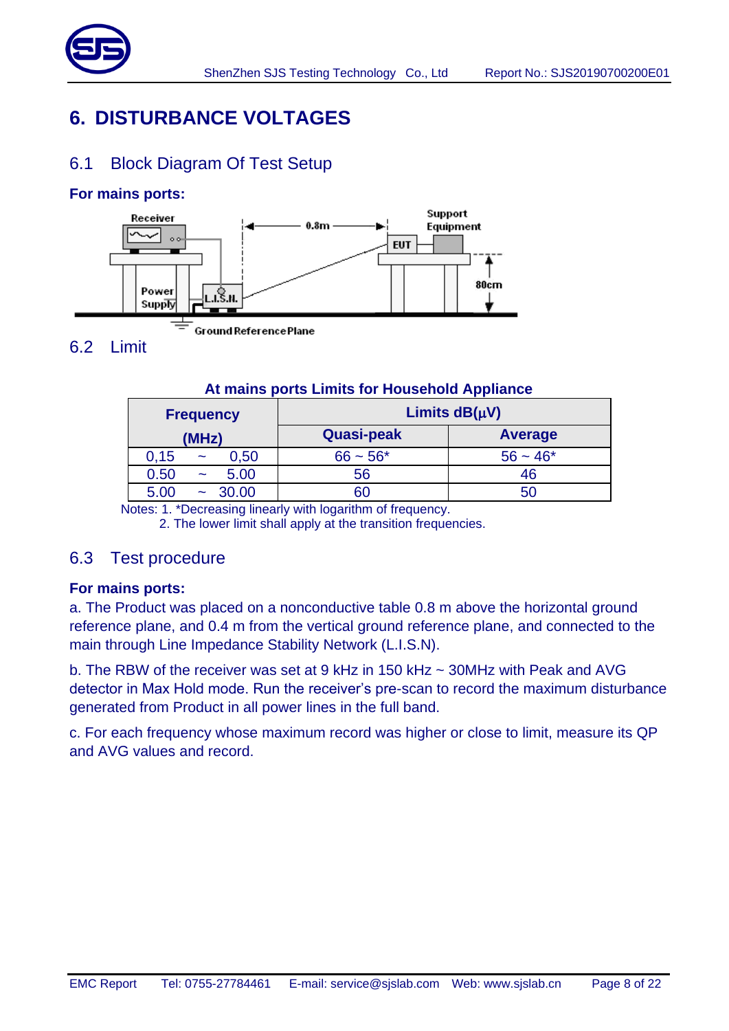# 6. DISTURBANCE VOLTAGES

## 6.1 Block Diagram Of Test Setup

**For mains ports:**

## 6.2 Limit

**At mains ports Limits for Household Appliance**

| Frequency (MHz) | Limits dB(μV) | |
|---|---|---|
| | Quasi-peak | Average |
| 0,15 ~ 0,50 | 66 ~ 56* | 56 ~ 46* |
| 0.50 ~ 5.00 | 56 | 46 |
| 5.00 ~ 30.00 | 60 | 50 |

Notes: 1. *Decreasing linearly with logarithm of frequency.
2. The lower limit shall apply at the transition frequencies.

## 6.3 Test procedure

**For mains ports:**

a. The Product was placed on a nonconductive table 0.8 m above the horizontal ground reference plane, and 0.4 m from the vertical ground reference plane, and connected to the main through Line Impedance Stability Network (L.I.S.N).

b. The RBW of the receiver was set at 9 kHz in 150 kHz ~ 30MHz with Peak and AVG detector in Max Hold mode. Run the receiver's pre-scan to record the maximum disturbance generated from Product in all power lines in the full band.

c. For each frequency whose maximum record was higher or close to limit, measure its QP and AVG values and record.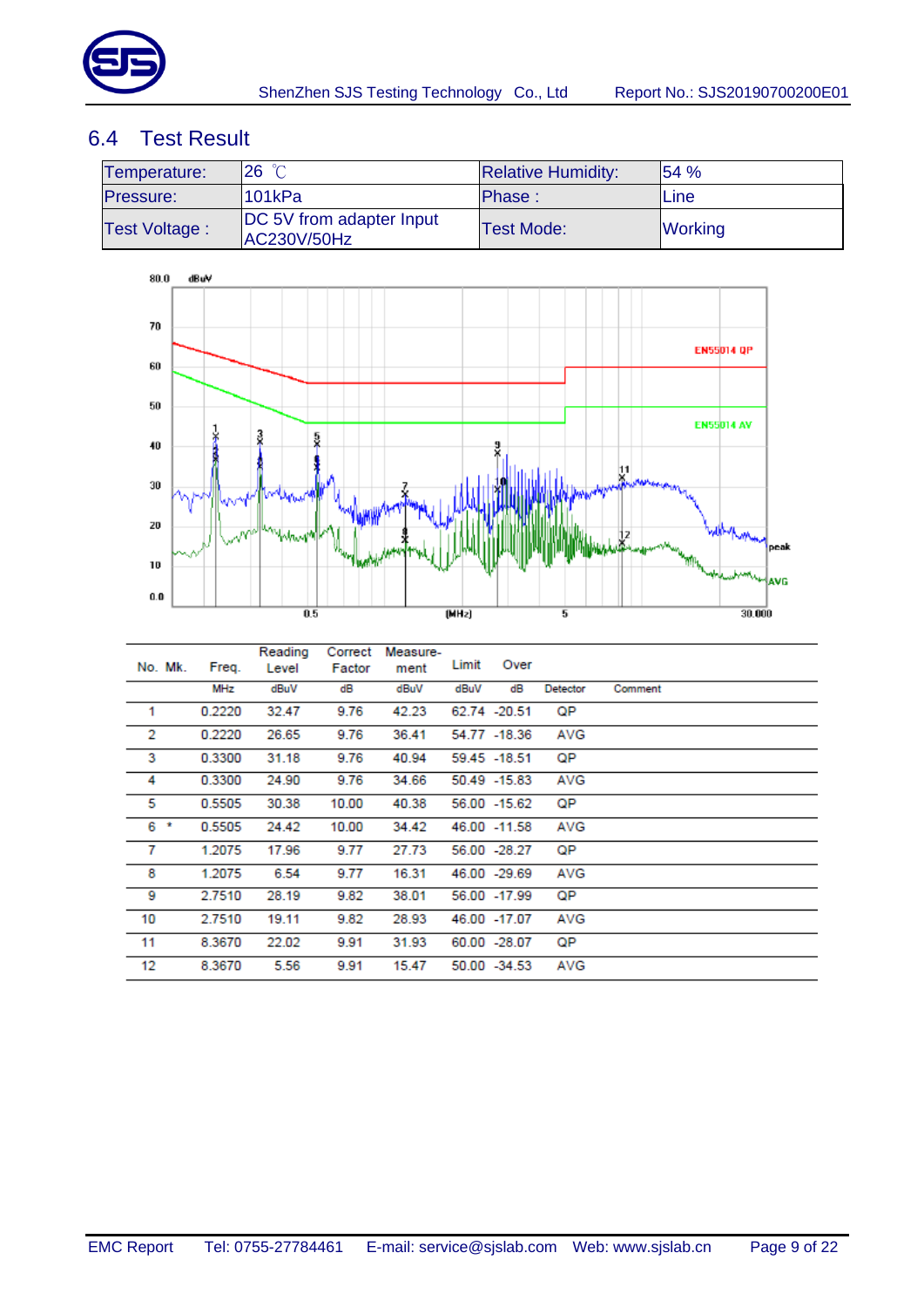## 6.4 Test Result

| Temperature: | 26 ℃ | Relative Humidity: | 54 % |
|---|---|---|---|
| Pressure: | 101kPa | Phase : | Line |
| Test Voltage : | DC 5V from adapter Input AC230V/50Hz | Test Mode: | Working |

| No. | Mk. | Freq. | Reading Level | Correct Factor | Measure-ment | Limit | Over | Detector | Comment |
|---|---|---|---|---|---|---|---|---|---|
| | | MHz | dBuV | dB | dBuV | dBuV | dB | Detector | Comment |
| 1 | | 0.2220 | 32.47 | 9.76 | 42.23 | 62.74 | -20.51 | QP | |
| 2 | | 0.2220 | 26.65 | 9.76 | 36.41 | 54.77 | -18.36 | AVG | |
| 3 | | 0.3300 | 31.18 | 9.76 | 40.94 | 59.45 | -18.51 | QP | |
| 4 | | 0.3300 | 24.90 | 9.76 | 34.66 | 50.49 | -15.83 | AVG | |
| 5 | | 0.5505 | 30.38 | 10.00 | 40.38 | 56.00 | -15.62 | QP | |
| 6 | * | 0.5505 | 24.42 | 10.00 | 34.42 | 46.00 | -11.58 | AVG | |
| 7 | | 1.2075 | 17.96 | 9.77 | 27.73 | 56.00 | -28.27 | QP | |
| 8 | | 1.2075 | 6.54 | 9.77 | 16.31 | 46.00 | -29.69 | AVG | |
| 9 | | 2.7510 | 28.19 | 9.82 | 38.01 | 56.00 | -17.99 | QP | |
| 10 | | 2.7510 | 19.11 | 9.82 | 28.93 | 46.00 | -17.07 | AVG | |
| 11 | | 8.3670 | 22.02 | 9.91 | 31.93 | 60.00 | -28.07 | QP | |
| 12 | | 8.3670 | 5.56 | 9.91 | 15.47 | 50.00 | -34.53 | AVG | |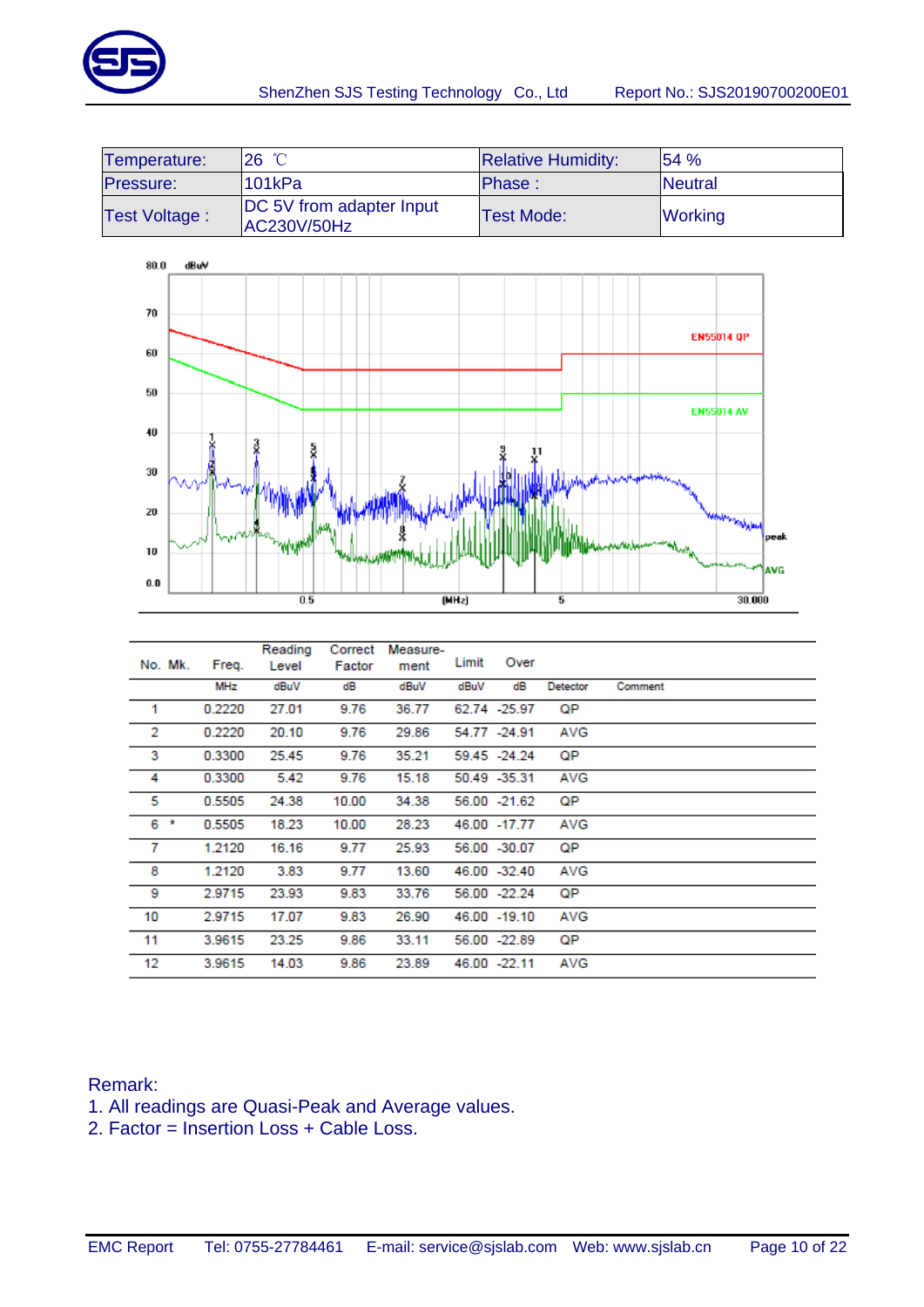| Temperature: | 26 ℃ | Relative Humidity: | 54 % |
|---|---|---|---|
| Pressure: | 101kPa | Phase : | Neutral |
| Test Voltage : | DC 5V from adapter Input AC230V/50Hz | Test Mode: | Working |

| No. | Mk. | Freq. | Reading Level | Correct Factor | Measure-ment | Limit | Over | Detector | Comment |
|---|---|---|---|---|---|---|---|---|---|
| | | MHz | dBuV | dB | dBuV | dBuV | dB | | |
| 1 | | 0.2220 | 27.01 | 9.76 | 36.77 | 62.74 | -25.97 | QP | |
| 2 | | 0.2220 | 20.10 | 9.76 | 29.86 | 54.77 | -24.91 | AVG | |
| 3 | | 0.3300 | 25.45 | 9.76 | 35.21 | 59.45 | -24.24 | QP | |
| 4 | | 0.3300 | 5.42 | 9.76 | 15.18 | 50.49 | -35.31 | AVG | |
| 5 | | 0.5505 | 24.38 | 10.00 | 34.38 | 56.00 | -21.62 | QP | |
| 6 | * | 0.5505 | 18.23 | 10.00 | 28.23 | 46.00 | -17.77 | AVG | |
| 7 | | 1.2120 | 16.16 | 9.77 | 25.93 | 56.00 | -30.07 | QP | |
| 8 | | 1.2120 | 3.83 | 9.77 | 13.60 | 46.00 | -32.40 | AVG | |
| 9 | | 2.9715 | 23.93 | 9.83 | 33.76 | 56.00 | -22.24 | QP | |
| 10 | | 2.9715 | 17.07 | 9.83 | 26.90 | 46.00 | -19.10 | AVG | |
| 11 | | 3.9615 | 23.25 | 9.86 | 33.11 | 56.00 | -22.89 | QP | |
| 12 | | 3.9615 | 14.03 | 9.86 | 23.89 | 46.00 | -22.11 | AVG | |

Remark:

1. All readings are Quasi-Peak and Average values.
2. Factor = Insertion Loss + Cable Loss.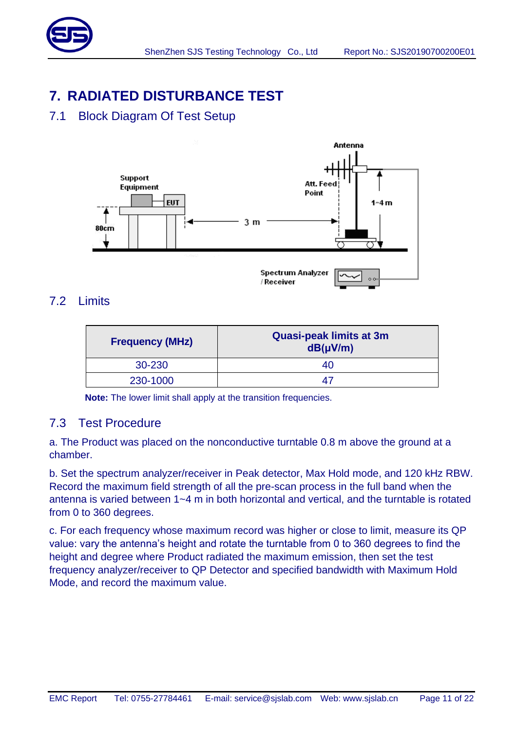# 7. RADIATED DISTURBANCE TEST

## 7.1 Block Diagram Of Test Setup

## 7.2 Limits

| Frequency (MHz) | Quasi-peak limits at 3m dB(μV/m) |
|---|---|
| 30-230 | 40 |
| 230-1000 | 47 |

**Note:** The lower limit shall apply at the transition frequencies.

## 7.3 Test Procedure

a. The Product was placed on the nonconductive turntable 0.8 m above the ground at a chamber.

b. Set the spectrum analyzer/receiver in Peak detector, Max Hold mode, and 120 kHz RBW. Record the maximum field strength of all the pre-scan process in the full band when the antenna is varied between 1~4 m in both horizontal and vertical, and the turntable is rotated from 0 to 360 degrees.

c. For each frequency whose maximum record was higher or close to limit, measure its QP value: vary the antenna's height and rotate the turntable from 0 to 360 degrees to find the height and degree where Product radiated the maximum emission, then set the test frequency analyzer/receiver to QP Detector and specified bandwidth with Maximum Hold Mode, and record the maximum value.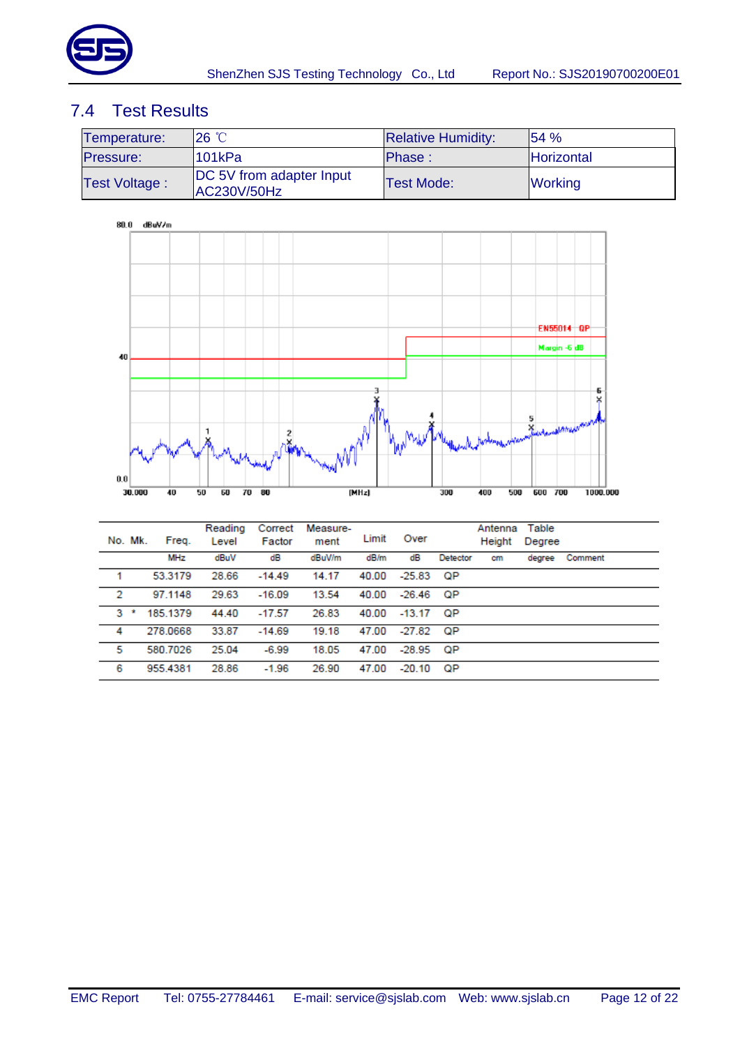## 7.4 Test Results

| Temperature: | 26 ℃ | Relative Humidity: | 54 % |
|---|---|---|---|
| Pressure: | 101kPa | Phase : | Horizontal |
| Test Voltage : | DC 5V from adapter Input AC230V/50Hz | Test Mode: | Working |

| No. | Mk. | Freq. | Reading Level | Correct Factor | Measure-ment | Limit | Over | | Antenna Height | Table Degree | |
|---|---|---|---|---|---|---|---|---|---|---|---|
| | | MHz | dBuV | dB | dBuV/m | dB/m | dB | Detector | cm | degree | Comment |
| 1 | | 53.3179 | 28.66 | -14.49 | 14.17 | 40.00 | -25.83 | QP | | | |
| 2 | | 97.1148 | 29.63 | -16.09 | 13.54 | 40.00 | -26.46 | QP | | | |
| 3 | * | 185.1379 | 44.40 | -17.57 | 26.83 | 40.00 | -13.17 | QP | | | |
| 4 | | 278.0668 | 33.87 | -14.69 | 19.18 | 47.00 | -27.82 | QP | | | |
| 5 | | 580.7026 | 25.04 | -6.99 | 18.05 | 47.00 | -28.95 | QP | | | |
| 6 | | 955.4381 | 28.86 | -1.96 | 26.90 | 47.00 | -20.10 | QP | | | |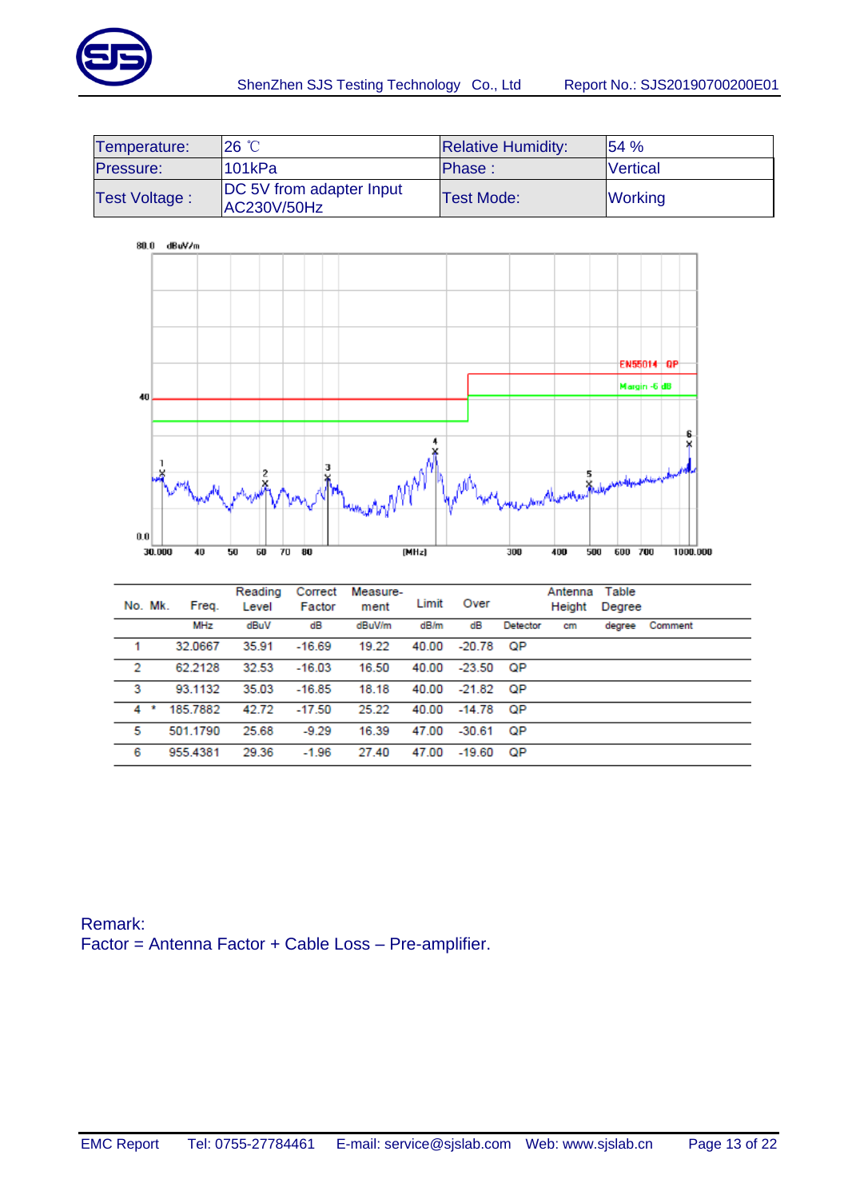| Temperature: | 26 ℃ | Relative Humidity: | 54 % |
|---|---|---|---|
| Pressure: | 101kPa | Phase : | Vertical |
| Test Voltage : | DC 5V from adapter Input AC230V/50Hz | Test Mode: | Working |

| No. | Mk. | Freq. | Reading Level | Correct Factor | Measure-ment | Limit | Over | Detector | Antenna Height | Table Degree | Comment |
|---|---|---|---|---|---|---|---|---|---|---|---|
| | | MHz | dBuV | dB | dBuV/m | dB/m | dB | | cm | degree | |
| 1 | | 32.0667 | 35.91 | -16.69 | 19.22 | 40.00 | -20.78 | QP | | | |
| 2 | | 62.2128 | 32.53 | -16.03 | 16.50 | 40.00 | -23.50 | QP | | | |
| 3 | | 93.1132 | 35.03 | -16.85 | 18.18 | 40.00 | -21.82 | QP | | | |
| 4 | * | 185.7882 | 42.72 | -17.50 | 25.22 | 40.00 | -14.78 | QP | | | |
| 5 | | 501.1790 | 25.68 | -9.29 | 16.39 | 47.00 | -30.61 | QP | | | |
| 6 | | 955.4381 | 29.36 | -1.96 | 27.40 | 47.00 | -19.60 | QP | | | |

Remark:
Factor = Antenna Factor + Cable Loss – Pre-amplifier.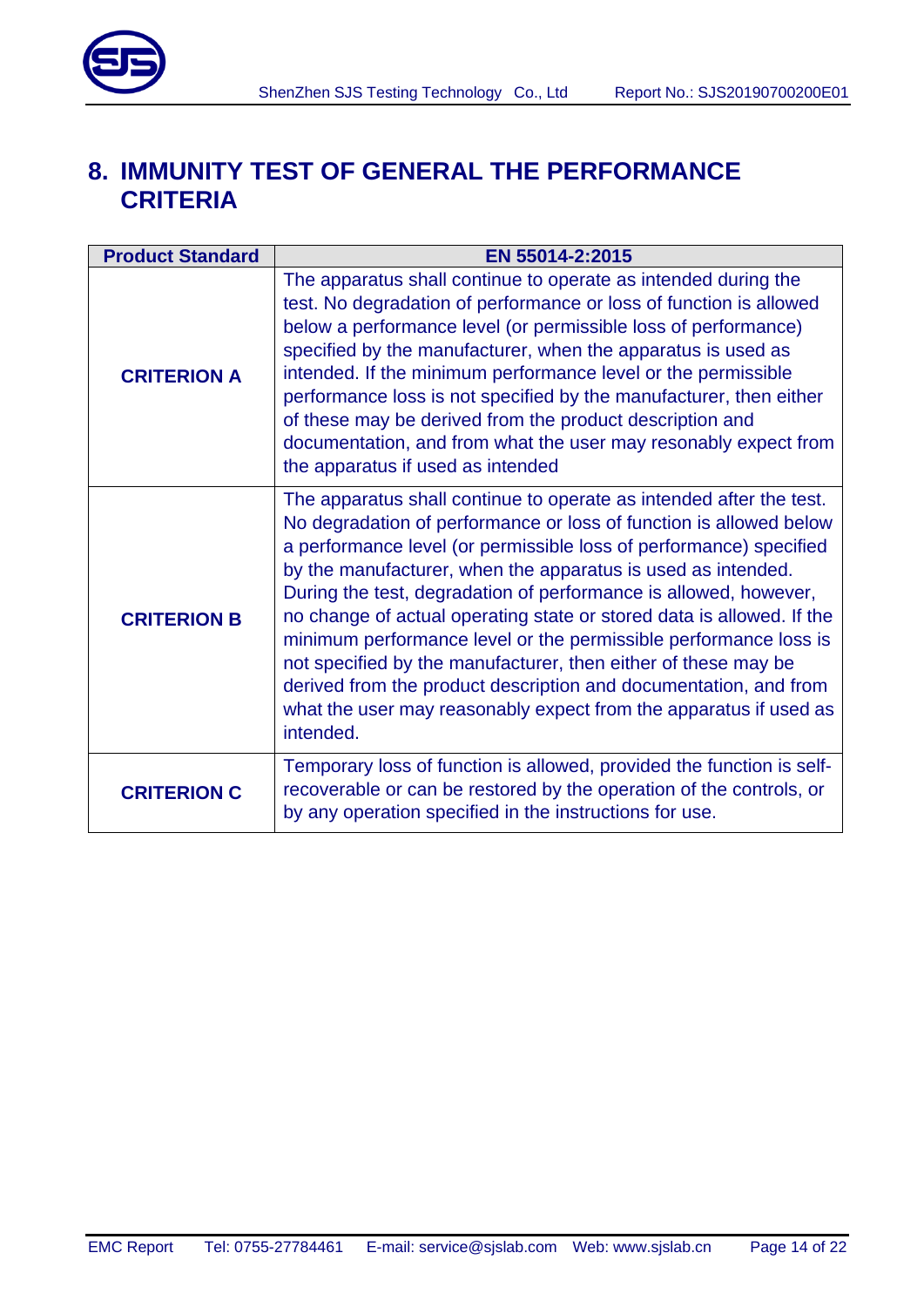# 8. IMMUNITY TEST OF GENERAL THE PERFORMANCE CRITERIA

| Product Standard | EN 55014-2:2015 |
|---|---|
| **CRITERION A** | The apparatus shall continue to operate as intended during the test. No degradation of performance or loss of function is allowed below a performance level (or permissible loss of performance) specified by the manufacturer, when the apparatus is used as intended. If the minimum performance level or the permissible performance loss is not specified by the manufacturer, then either of these may be derived from the product description and documentation, and from what the user may resonably expect from the apparatus if used as intended |
| **CRITERION B** | The apparatus shall continue to operate as intended after the test. No degradation of performance or loss of function is allowed below a performance level (or permissible loss of performance) specified by the manufacturer, when the apparatus is used as intended. During the test, degradation of performance is allowed, however, no change of actual operating state or stored data is allowed. If the minimum performance level or the permissible performance loss is not specified by the manufacturer, then either of these may be derived from the product description and documentation, and from what the user may reasonably expect from the apparatus if used as intended. |
| **CRITERION C** | Temporary loss of function is allowed, provided the function is self-recoverable or can be restored by the operation of the controls, or by any operation specified in the instructions for use. |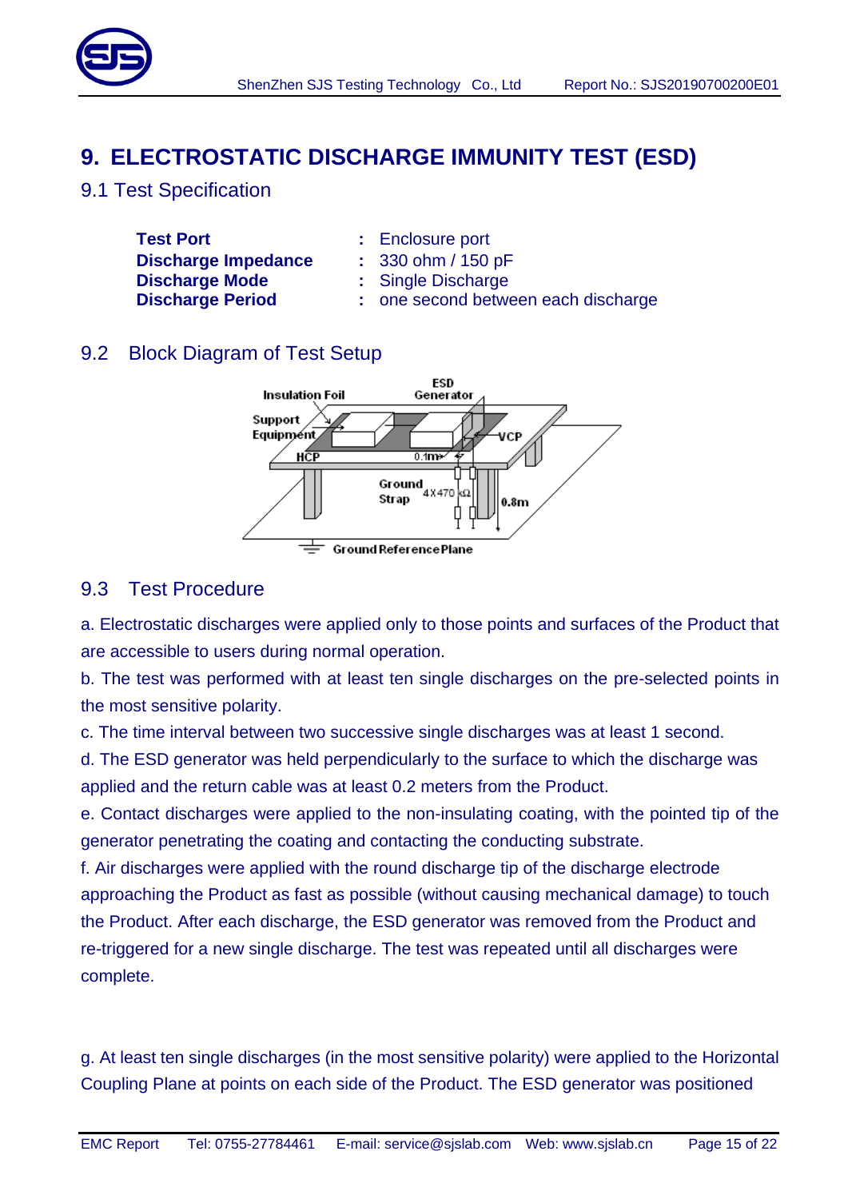# 9. ELECTROSTATIC DISCHARGE IMMUNITY TEST (ESD)

## 9.1 Test Specification

| | | |
|---|---|---|
| **Test Port** | : | Enclosure port |
| **Discharge Impedance** | : | 330 ohm / 150 pF |
| **Discharge Mode** | : | Single Discharge |
| **Discharge Period** | : | one second between each discharge |

## 9.2 Block Diagram of Test Setup

## 9.3 Test Procedure

a. Electrostatic discharges were applied only to those points and surfaces of the Product that are accessible to users during normal operation.

b. The test was performed with at least ten single discharges on the pre-selected points in the most sensitive polarity.

c. The time interval between two successive single discharges was at least 1 second.

d. The ESD generator was held perpendicularly to the surface to which the discharge was applied and the return cable was at least 0.2 meters from the Product.

e. Contact discharges were applied to the non-insulating coating, with the pointed tip of the generator penetrating the coating and contacting the conducting substrate.

f. Air discharges were applied with the round discharge tip of the discharge electrode approaching the Product as fast as possible (without causing mechanical damage) to touch the Product. After each discharge, the ESD generator was removed from the Product and re-triggered for a new single discharge. The test was repeated until all discharges were complete.

g. At least ten single discharges (in the most sensitive polarity) were applied to the Horizontal Coupling Plane at points on each side of the Product. The ESD generator was positioned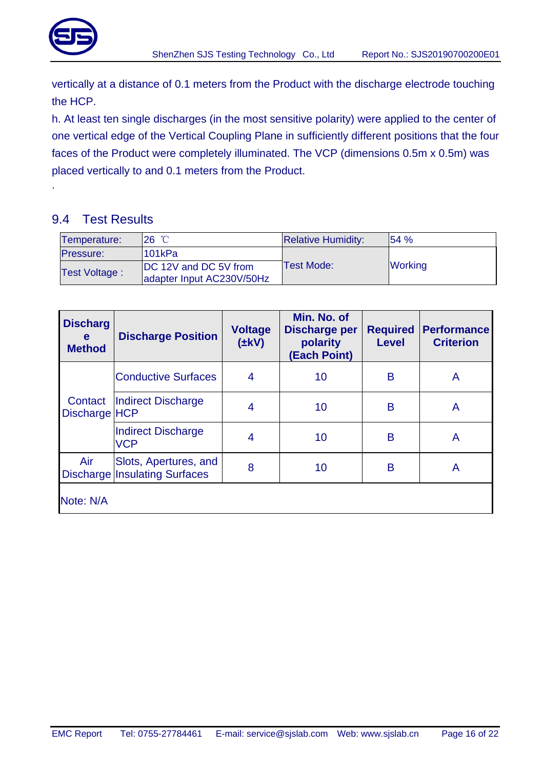vertically at a distance of 0.1 meters from the Product with the discharge electrode touching the HCP.

h. At least ten single discharges (in the most sensitive polarity) were applied to the center of one vertical edge of the Vertical Coupling Plane in sufficiently different positions that the four faces of the Product were completely illuminated. The VCP (dimensions 0.5m x 0.5m) was placed vertically to and 0.1 meters from the Product.

.

## 9.4 Test Results

| Temperature: | 26 ℃ | Relative Humidity: | 54 % |
|---|---|---|---|
| Pressure: | 101kPa | Test Mode: | Working |
| Test Voltage : | DC 12V and DC 5V from adapter Input AC230V/50Hz | | |

| Discharge Method | Discharge Position | Voltage (±kV) | Min. No. of Discharge per polarity (Each Point) | Required Level | Performance Criterion |
|---|---|---|---|---|---|
| Contact Discharge | Conductive Surfaces | 4 | 10 | B | A |
| | Indirect Discharge HCP | 4 | 10 | B | A |
| | Indirect Discharge VCP | 4 | 10 | B | A |
| Air Discharge | Slots, Apertures, and Insulating Surfaces | 8 | 10 | B | A |
| Note: N/A | | | | | |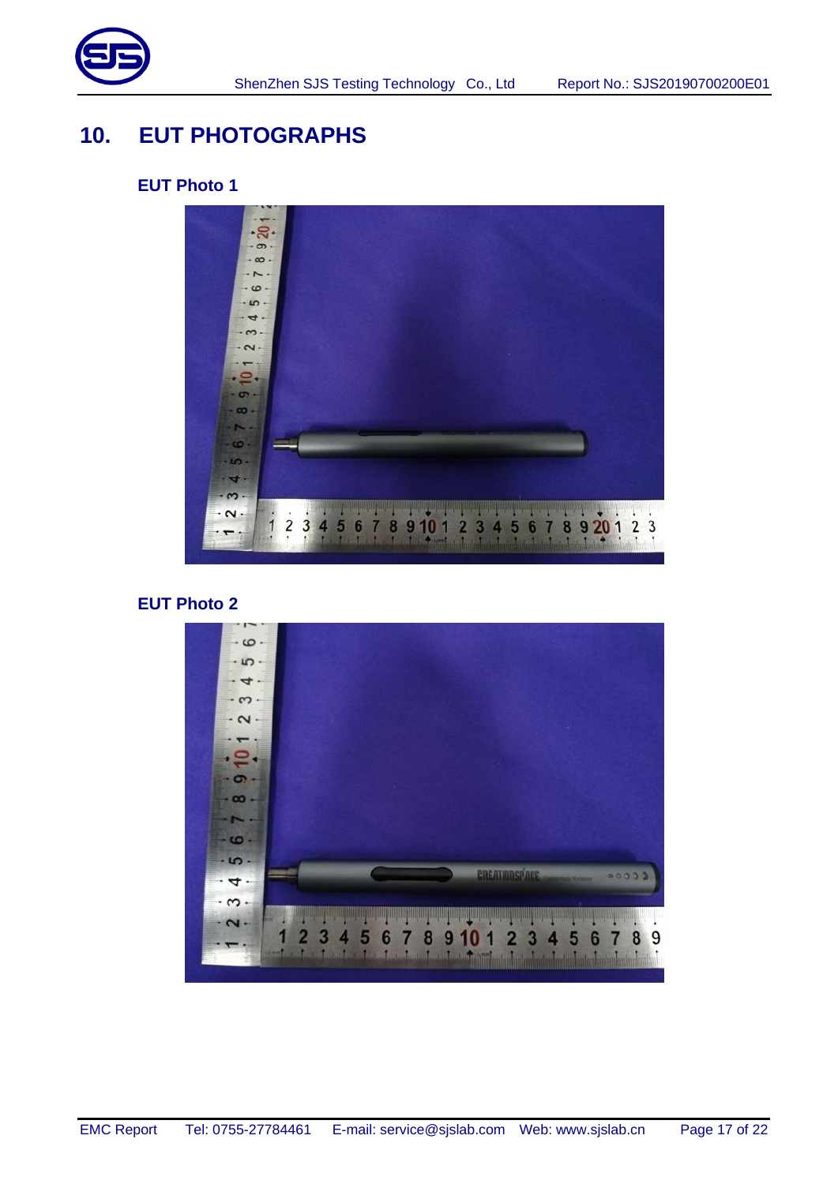## 10. EUT PHOTOGRAPHS

### EUT Photo 1

### EUT Photo 2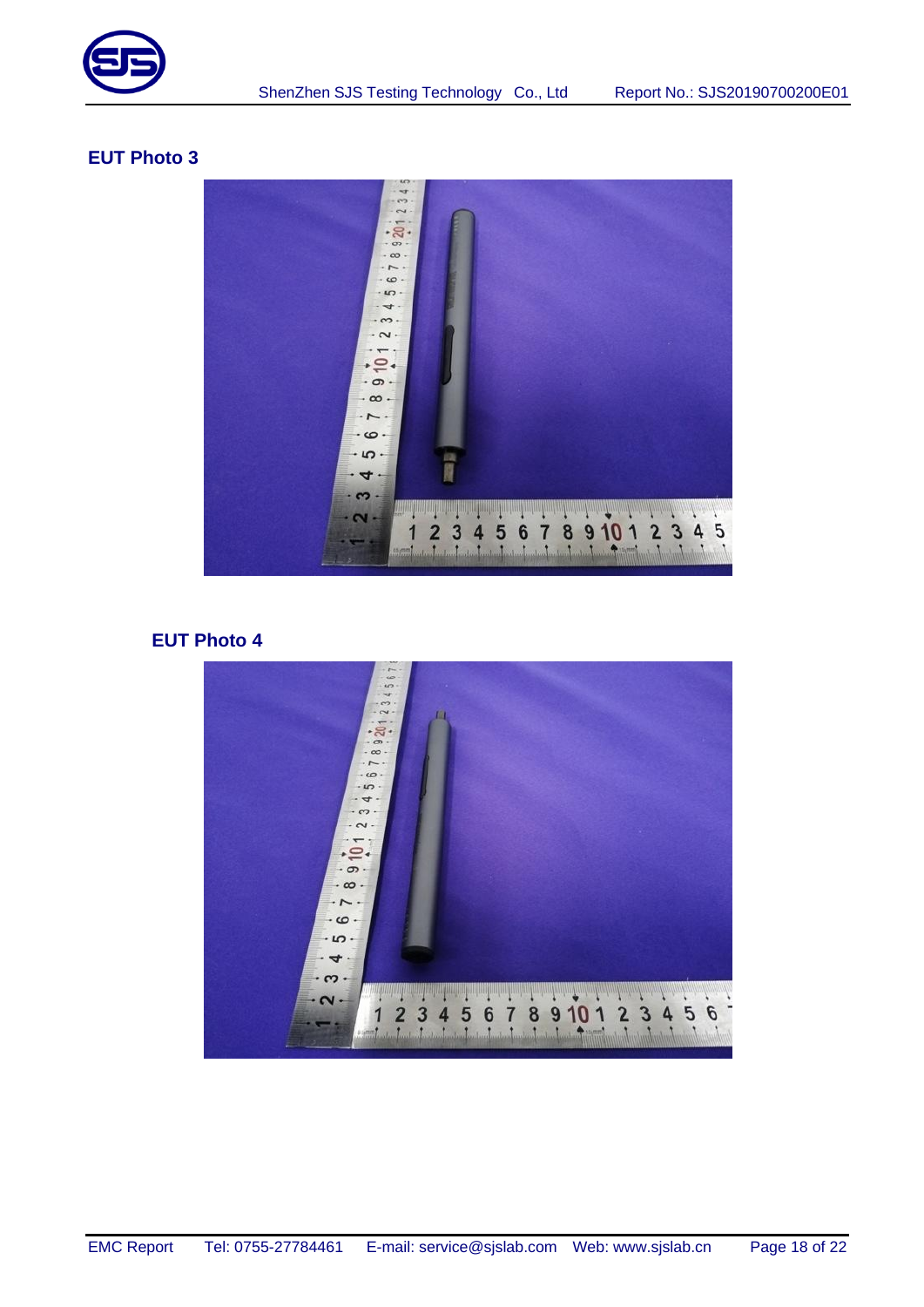## EUT Photo 3

## EUT Photo 4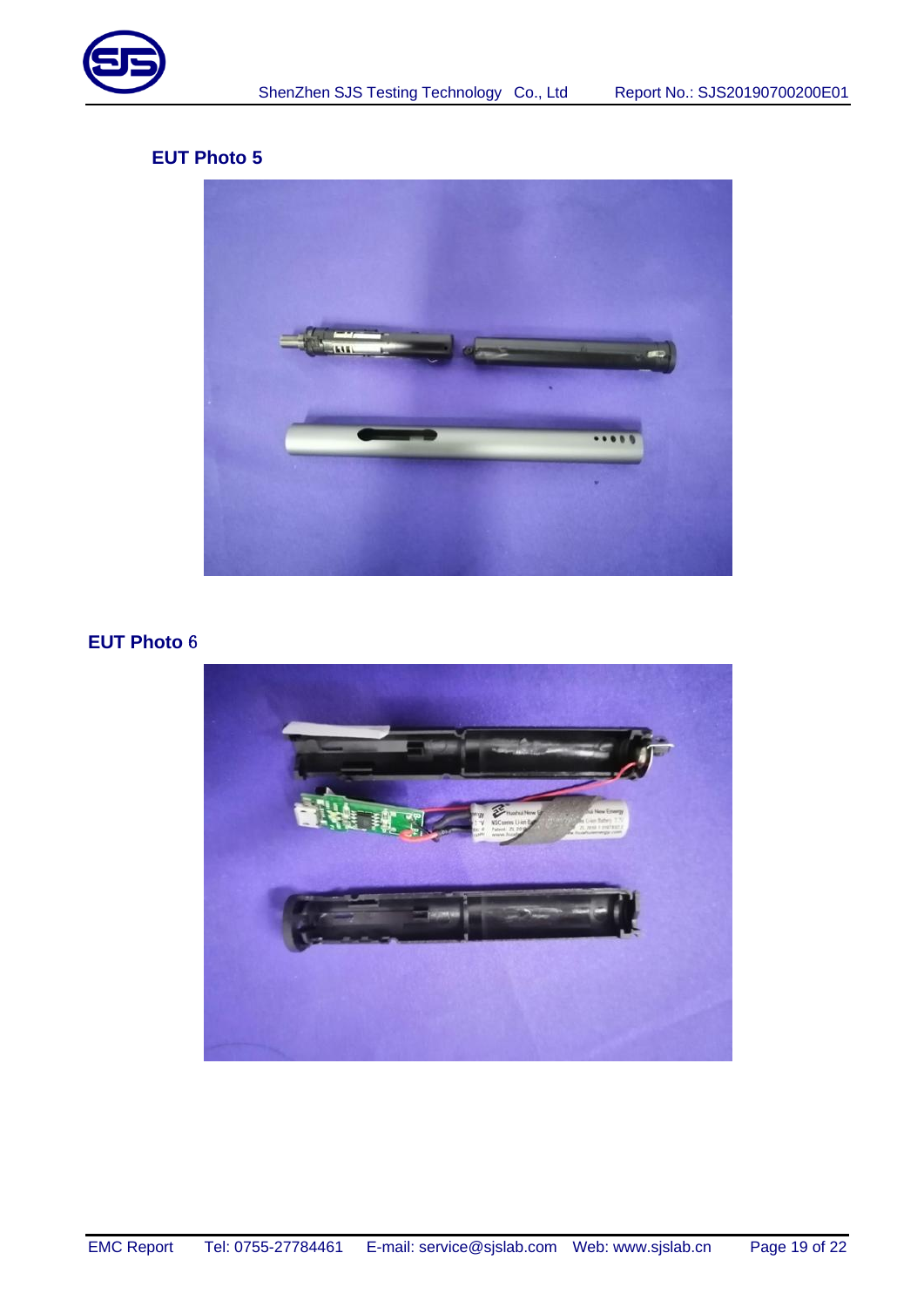**EUT Photo 5**

**EUT Photo** 6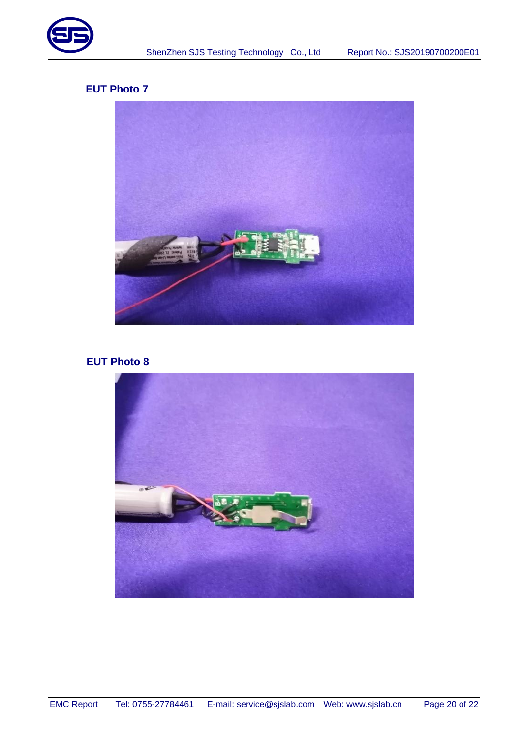**EUT Photo 7**

**EUT Photo 8**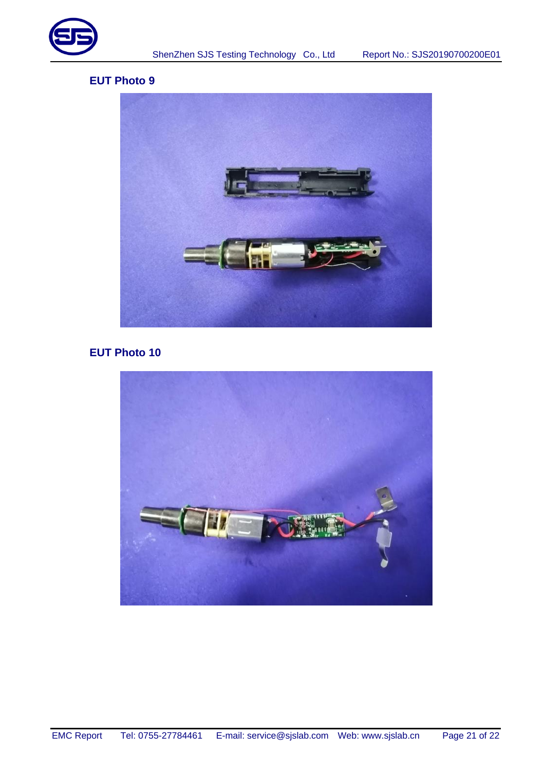**EUT Photo 9**

**EUT Photo 10**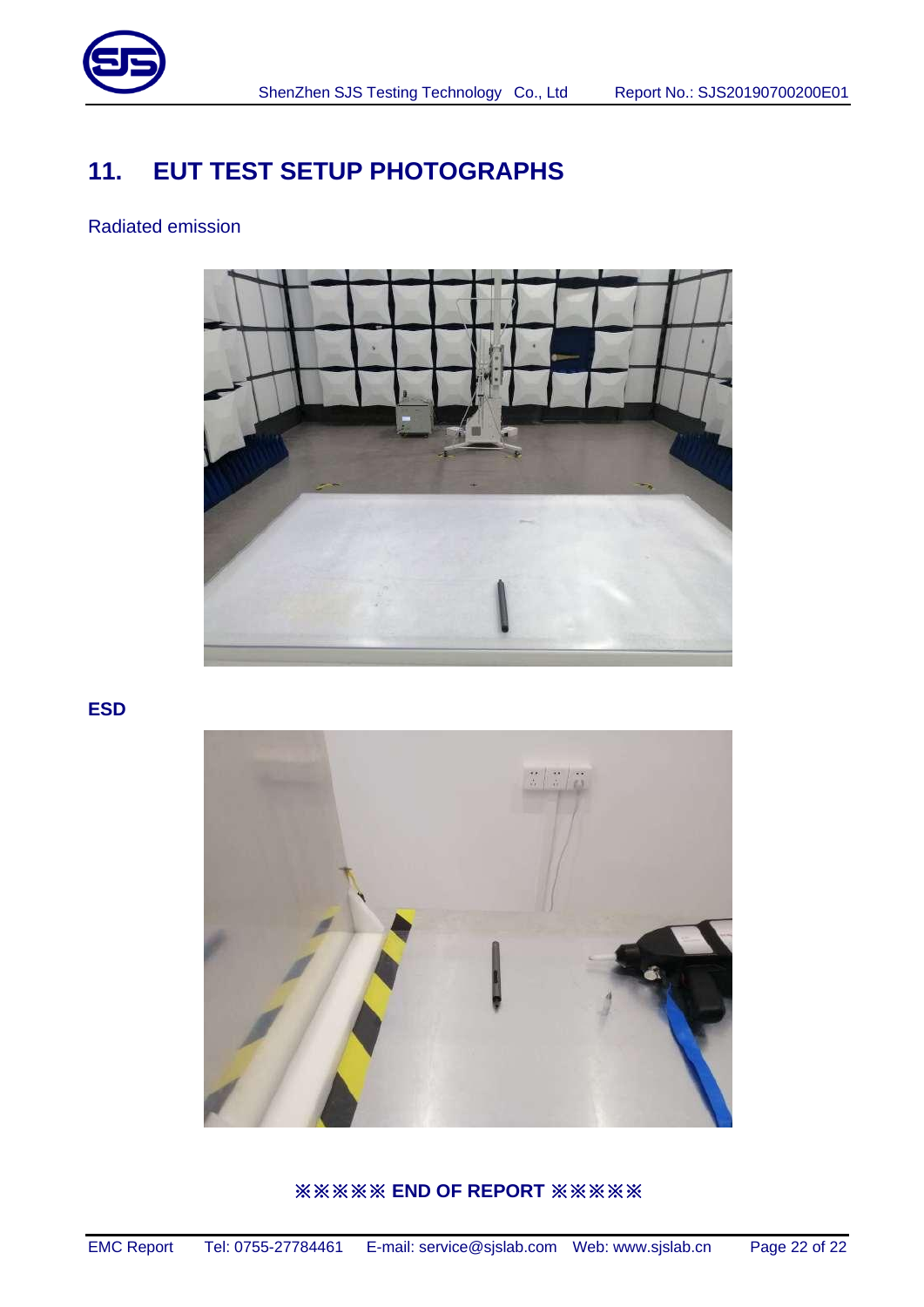# 11. EUT TEST SETUP PHOTOGRAPHS

Radiated emission

**ESD**

※※※※※ **END OF REPORT** ※※※※※